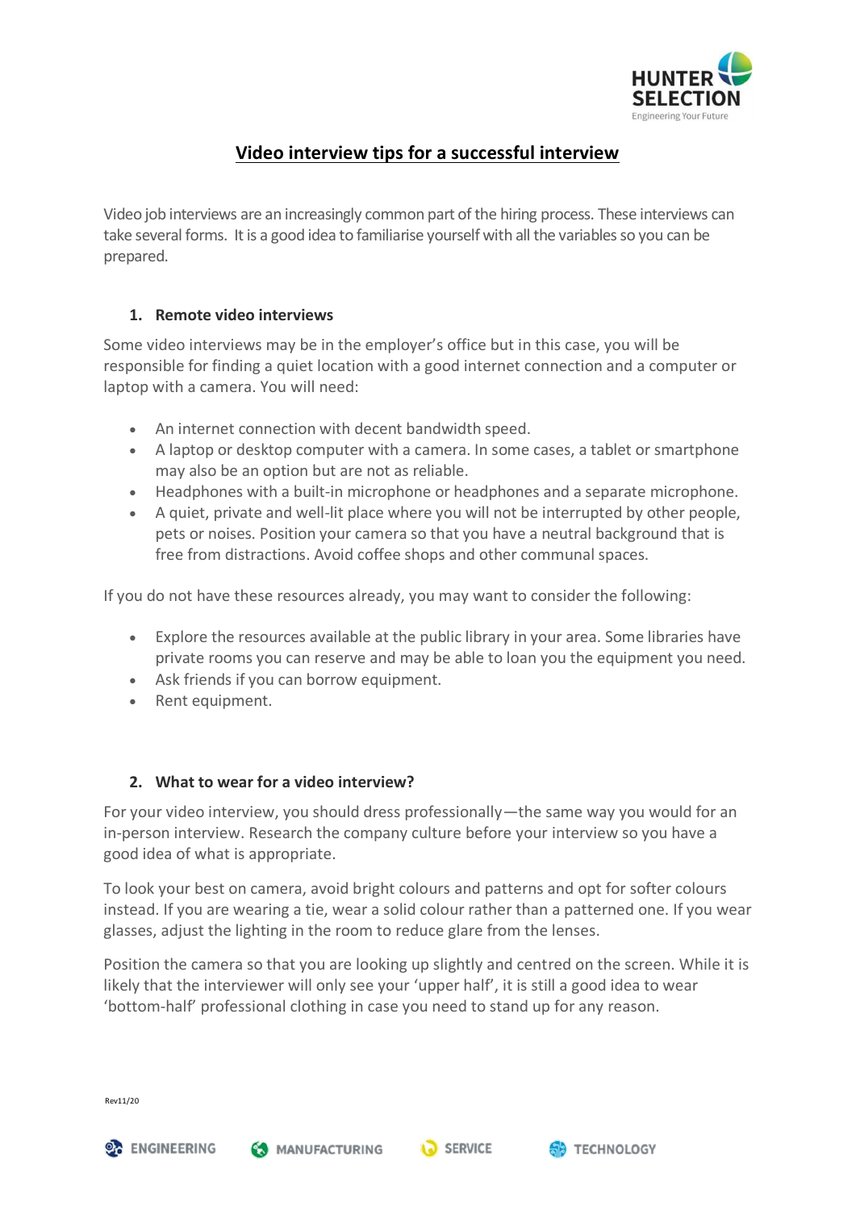# Video interview tips for a successful interview

Video job interviews are an increasingly common part of the hiring process. These interviews can take several forms. It is a good idea to familiarise yourself with all the variables so you can be prepared.

## 1. Remote video interviews

Some video interviews may be in the employer's office but in this case, you will be responsible for finding a quiet location with a good internet connection and a computer or laptop with a camera. You will need:

- An internet connection with decent bandwidth speed.
- A laptop or desktop computer with a camera. In some cases, a tablet or smartphone may also be an option but are not as reliable.
- Headphones with a built-in microphone or headphones and a separate microphone.
- A quiet, private and well-lit place where you will not be interrupted by other people, pets or noises. Position your camera so that you have a neutral background that is free from distractions. Avoid coffee shops and other communal spaces.

If you do not have these resources already, you may want to consider the following:

- Explore the resources available at the public library in your area. Some libraries have private rooms you can reserve and may be able to loan you the equipment you need.
- Ask friends if you can borrow equipment.
- Rent equipment.

## 2. What to wear for a video interview?

For your video interview, you should dress professionally—the same way you would for an in-person interview. Research the company culture before your interview so you have a good idea of what is appropriate.

To look your best on camera, avoid bright colours and patterns and opt for softer colours instead. If you are wearing a tie, wear a solid colour rather than a patterned one. If you wear glasses, adjust the lighting in the room to reduce glare from the lenses.

Position the camera so that you are looking up slightly and centred on the screen. While it is likely that the interviewer will only see your 'upper half', it is still a good idea to wear 'bottom-half' professional clothing in case you need to stand up for any reason.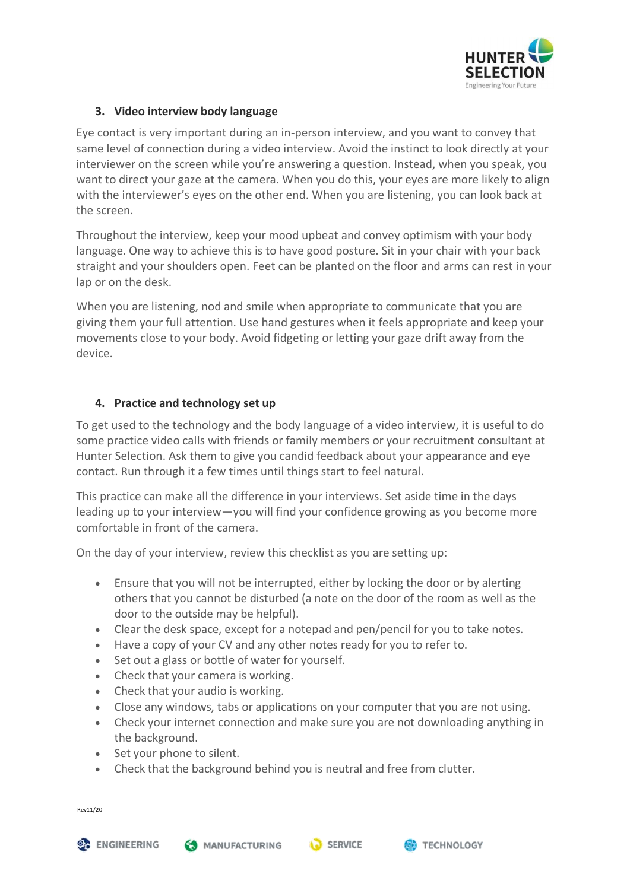## 3. Video interview body language

Eye contact is very important during an in-person interview, and you want to convey that same level of connection during a video interview. Avoid the instinct to look directly at your interviewer on the screen while you're answering a question. Instead, when you speak, you want to direct your gaze at the camera. When you do this, your eyes are more likely to align with the interviewer's eyes on the other end. When you are listening, you can look back at the screen.

Throughout the interview, keep your mood upbeat and convey optimism with your body language. One way to achieve this is to have good posture. Sit in your chair with your back straight and your shoulders open. Feet can be planted on the floor and arms can rest in your lap or on the desk.

When you are listening, nod and smile when appropriate to communicate that you are giving them your full attention. Use hand gestures when it feels appropriate and keep your movements close to your body. Avoid fidgeting or letting your gaze drift away from the device.

## 4. Practice and technology set up

To get used to the technology and the body language of a video interview, it is useful to do some practice video calls with friends or family members or your recruitment consultant at Hunter Selection. Ask them to give you candid feedback about your appearance and eye contact. Run through it a few times until things start to feel natural.

This practice can make all the difference in your interviews. Set aside time in the days leading up to your interview—you will find your confidence growing as you become more comfortable in front of the camera.

On the day of your interview, review this checklist as you are setting up:

- Ensure that you will not be interrupted, either by locking the door or by alerting others that you cannot be disturbed (a note on the door of the room as well as the door to the outside may be helpful).
- Clear the desk space, except for a notepad and pen/pencil for you to take notes.
- Have a copy of your CV and any other notes ready for you to refer to.
- Set out a glass or bottle of water for yourself.
- Check that your camera is working.
- Check that your audio is working.
- Close any windows, tabs or applications on your computer that you are not using.
- Check your internet connection and make sure you are not downloading anything in the background.
- Set your phone to silent.
- Check that the background behind you is neutral and free from clutter.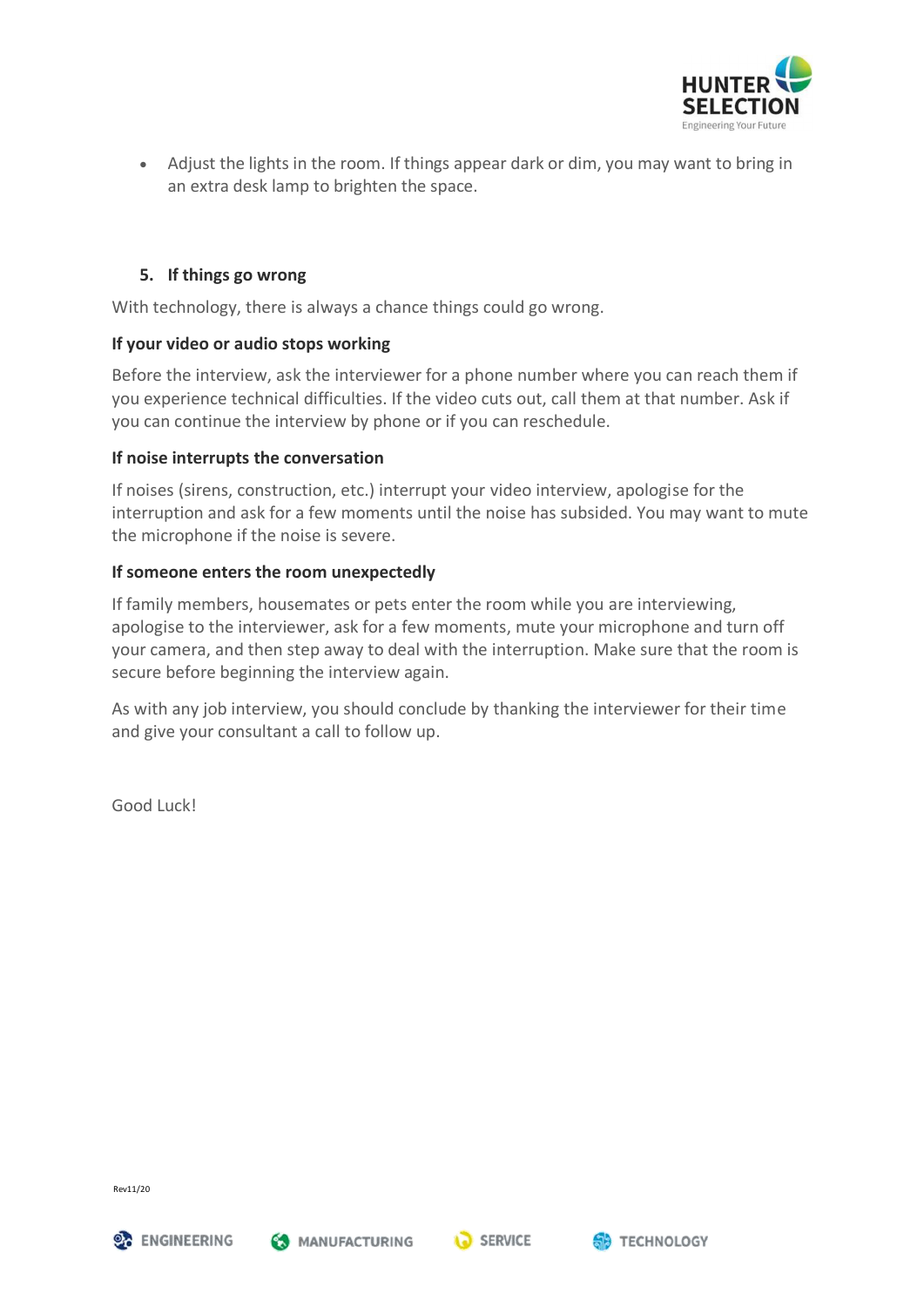- Adjust the lights in the room. If things appear dark or dim, you may want to bring in an extra desk lamp to brighten the space.

## 5. If things go wrong

With technology, there is always a chance things could go wrong.

**If your video or audio stops working**

Before the interview, ask the interviewer for a phone number where you can reach them if you experience technical difficulties. If the video cuts out, call them at that number. Ask if you can continue the interview by phone or if you can reschedule.

**If noise interrupts the conversation**

If noises (sirens, construction, etc.) interrupt your video interview, apologise for the interruption and ask for a few moments until the noise has subsided. You may want to mute the microphone if the noise is severe.

**If someone enters the room unexpectedly**

If family members, housemates or pets enter the room while you are interviewing, apologise to the interviewer, ask for a few moments, mute your microphone and turn off your camera, and then step away to deal with the interruption. Make sure that the room is secure before beginning the interview again.

As with any job interview, you should conclude by thanking the interviewer for their time and give your consultant a call to follow up.

Good Luck!

Rev11/20